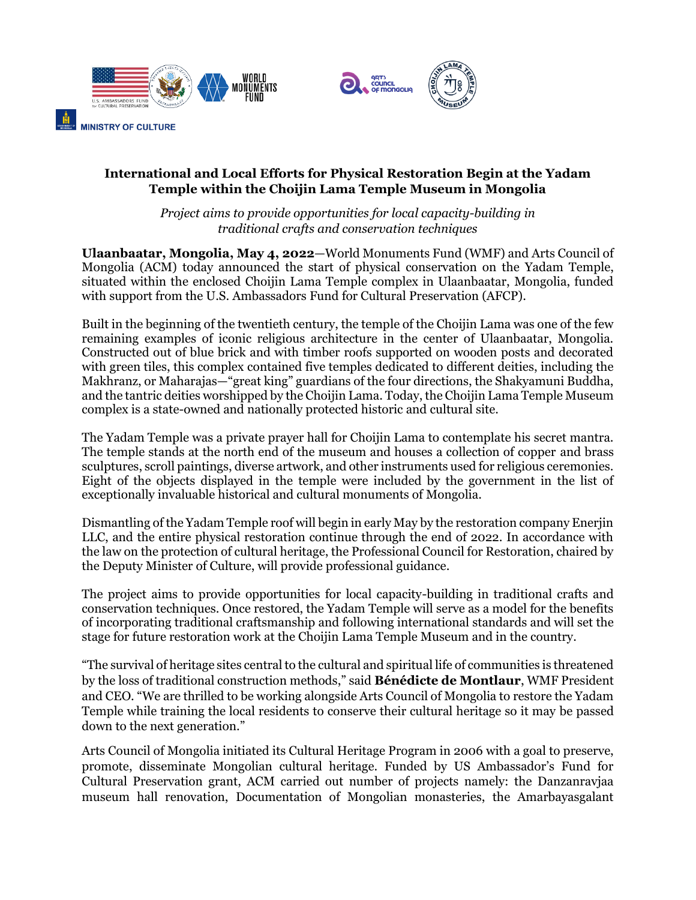**International and Local Efforts for Physical Restoration Begin at the Yadam Temple within the Choijin Lama Temple Museum in Mongolia**

*Project aims to provide opportunities for local capacity-building in traditional crafts and conservation techniques*

**Ulaanbaatar, Mongolia, May 4, 2022**—World Monuments Fund (WMF) and Arts Council of Mongolia (ACM) today announced the start of physical conservation on the Yadam Temple, situated within the enclosed Choijin Lama Temple complex in Ulaanbaatar, Mongolia, funded with support from the U.S. Ambassadors Fund for Cultural Preservation (AFCP).

Built in the beginning of the twentieth century, the temple of the Choijin Lama was one of the few remaining examples of iconic religious architecture in the center of Ulaanbaatar, Mongolia. Constructed out of blue brick and with timber roofs supported on wooden posts and decorated with green tiles, this complex contained five temples dedicated to different deities, including the Makhranz, or Maharajas—"great king" guardians of the four directions, the Shakyamuni Buddha, and the tantric deities worshipped by the Choijin Lama. Today, the Choijin Lama Temple Museum complex is a state-owned and nationally protected historic and cultural site.

The Yadam Temple was a private prayer hall for Choijin Lama to contemplate his secret mantra. The temple stands at the north end of the museum and houses a collection of copper and brass sculptures, scroll paintings, diverse artwork, and other instruments used for religious ceremonies. Eight of the objects displayed in the temple were included by the government in the list of exceptionally invaluable historical and cultural monuments of Mongolia.

Dismantling of the Yadam Temple roof will begin in early May by the restoration company Enerjin LLC, and the entire physical restoration continue through the end of 2022. In accordance with the law on the protection of cultural heritage, the Professional Council for Restoration, chaired by the Deputy Minister of Culture, will provide professional guidance.

The project aims to provide opportunities for local capacity-building in traditional crafts and conservation techniques. Once restored, the Yadam Temple will serve as a model for the benefits of incorporating traditional craftsmanship and following international standards and will set the stage for future restoration work at the Choijin Lama Temple Museum and in the country.

"The survival of heritage sites central to the cultural and spiritual life of communities is threatened by the loss of traditional construction methods," said **Bénédicte de Montlaur**, WMF President and CEO. "We are thrilled to be working alongside Arts Council of Mongolia to restore the Yadam Temple while training the local residents to conserve their cultural heritage so it may be passed down to the next generation."

Arts Council of Mongolia initiated its Cultural Heritage Program in 2006 with a goal to preserve, promote, disseminate Mongolian cultural heritage. Funded by US Ambassador's Fund for Cultural Preservation grant, ACM carried out number of projects namely: the Danzanravjaa museum hall renovation, Documentation of Mongolian monasteries, the Amarbayasgalant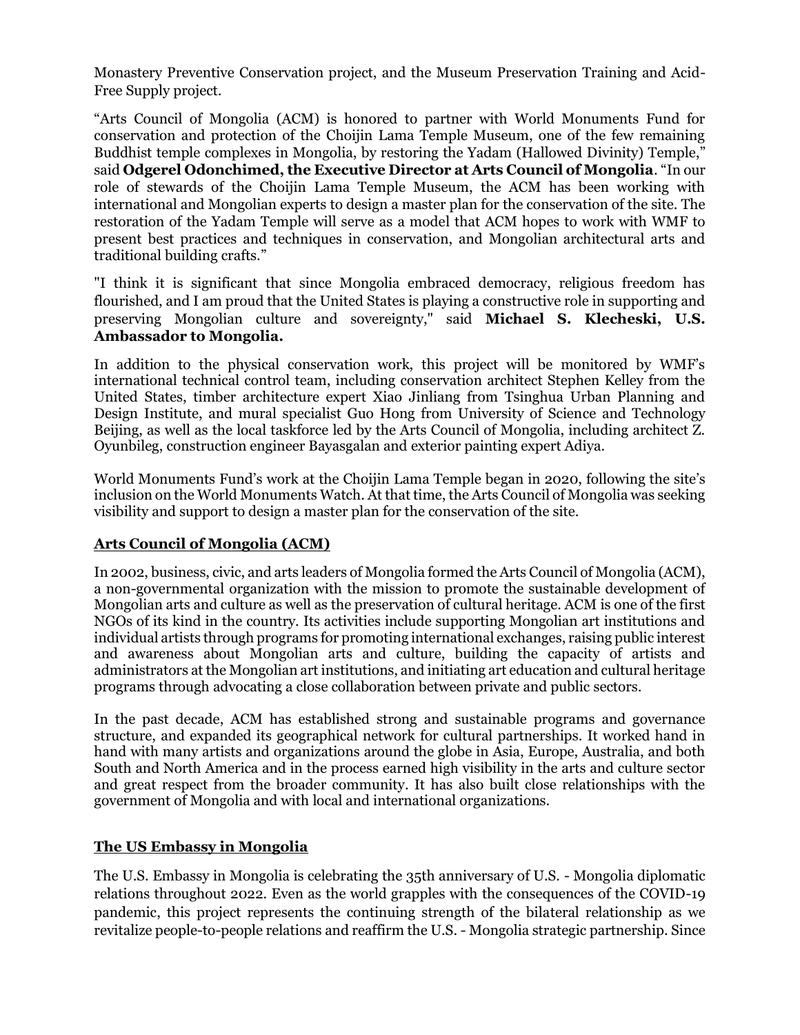Monastery Preventive Conservation project, and the Museum Preservation Training and Acid-Free Supply project.

“Arts Council of Mongolia (ACM) is honored to partner with World Monuments Fund for conservation and protection of the Choijin Lama Temple Museum, one of the few remaining Buddhist temple complexes in Mongolia, by restoring the Yadam (Hallowed Divinity) Temple,” said **Odgerel Odonchimed, the Executive Director at Arts Council of Mongolia**. “In our role of stewards of the Choijin Lama Temple Museum, the ACM has been working with international and Mongolian experts to design a master plan for the conservation of the site. The restoration of the Yadam Temple will serve as a model that ACM hopes to work with WMF to present best practices and techniques in conservation, and Mongolian architectural arts and traditional building crafts.”

"I think it is significant that since Mongolia embraced democracy, religious freedom has flourished, and I am proud that the United States is playing a constructive role in supporting and preserving Mongolian culture and sovereignty," said **Michael S. Klecheski, U.S. Ambassador to Mongolia.**

In addition to the physical conservation work, this project will be monitored by WMF's international technical control team, including conservation architect Stephen Kelley from the United States, timber architecture expert Xiao Jinliang from Tsinghua Urban Planning and Design Institute, and mural specialist Guo Hong from University of Science and Technology Beijing, as well as the local taskforce led by the Arts Council of Mongolia, including architect Z. Oyunbileg, construction engineer Bayasgalan and exterior painting expert Adiya.

World Monuments Fund's work at the Choijin Lama Temple began in 2020, following the site's inclusion on the World Monuments Watch. At that time, the Arts Council of Mongolia was seeking visibility and support to design a master plan for the conservation of the site.

## Arts Council of Mongolia (ACM)

In 2002, business, civic, and arts leaders of Mongolia formed the Arts Council of Mongolia (ACM), a non-governmental organization with the mission to promote the sustainable development of Mongolian arts and culture as well as the preservation of cultural heritage. ACM is one of the first NGOs of its kind in the country. Its activities include supporting Mongolian art institutions and individual artists through programs for promoting international exchanges, raising public interest and awareness about Mongolian arts and culture, building the capacity of artists and administrators at the Mongolian art institutions, and initiating art education and cultural heritage programs through advocating a close collaboration between private and public sectors.

In the past decade, ACM has established strong and sustainable programs and governance structure, and expanded its geographical network for cultural partnerships. It worked hand in hand with many artists and organizations around the globe in Asia, Europe, Australia, and both South and North America and in the process earned high visibility in the arts and culture sector and great respect from the broader community. It has also built close relationships with the government of Mongolia and with local and international organizations.

## The US Embassy in Mongolia

The U.S. Embassy in Mongolia is celebrating the 35th anniversary of U.S. - Mongolia diplomatic relations throughout 2022. Even as the world grapples with the consequences of the COVID-19 pandemic, this project represents the continuing strength of the bilateral relationship as we revitalize people-to-people relations and reaffirm the U.S. - Mongolia strategic partnership. Since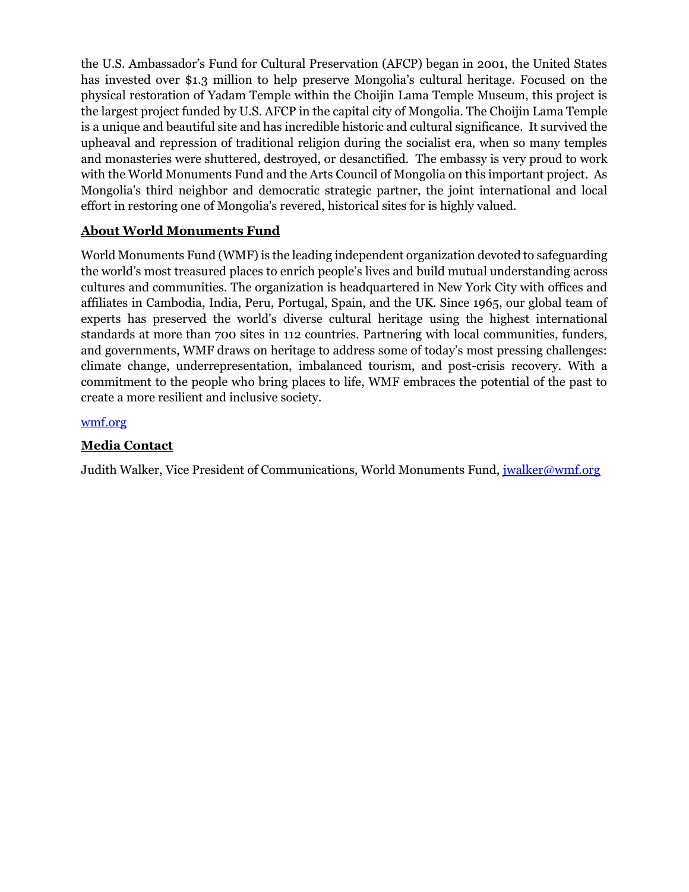the U.S. Ambassador's Fund for Cultural Preservation (AFCP) began in 2001, the United States has invested over $1.3 million to help preserve Mongolia's cultural heritage. Focused on the physical restoration of Yadam Temple within the Choijin Lama Temple Museum, this project is the largest project funded by U.S. AFCP in the capital city of Mongolia. The Choijin Lama Temple is a unique and beautiful site and has incredible historic and cultural significance. It survived the upheaval and repression of traditional religion during the socialist era, when so many temples and monasteries were shuttered, destroyed, or desanctified. The embassy is very proud to work with the World Monuments Fund and the Arts Council of Mongolia on this important project. As Mongolia's third neighbor and democratic strategic partner, the joint international and local effort in restoring one of Mongolia's revered, historical sites for is highly valued.

## About World Monuments Fund

World Monuments Fund (WMF) is the leading independent organization devoted to safeguarding the world's most treasured places to enrich people's lives and build mutual understanding across cultures and communities. The organization is headquartered in New York City with offices and affiliates in Cambodia, India, Peru, Portugal, Spain, and the UK. Since 1965, our global team of experts has preserved the world's diverse cultural heritage using the highest international standards at more than 700 sites in 112 countries. Partnering with local communities, funders, and governments, WMF draws on heritage to address some of today's most pressing challenges: climate change, underrepresentation, imbalanced tourism, and post-crisis recovery. With a commitment to the people who bring places to life, WMF embraces the potential of the past to create a more resilient and inclusive society.

[wmf.org](https://wmf.org)

## Media Contact

Judith Walker, Vice President of Communications, World Monuments Fund, [jwalker@wmf.org](mailto:jwalker@wmf.org)